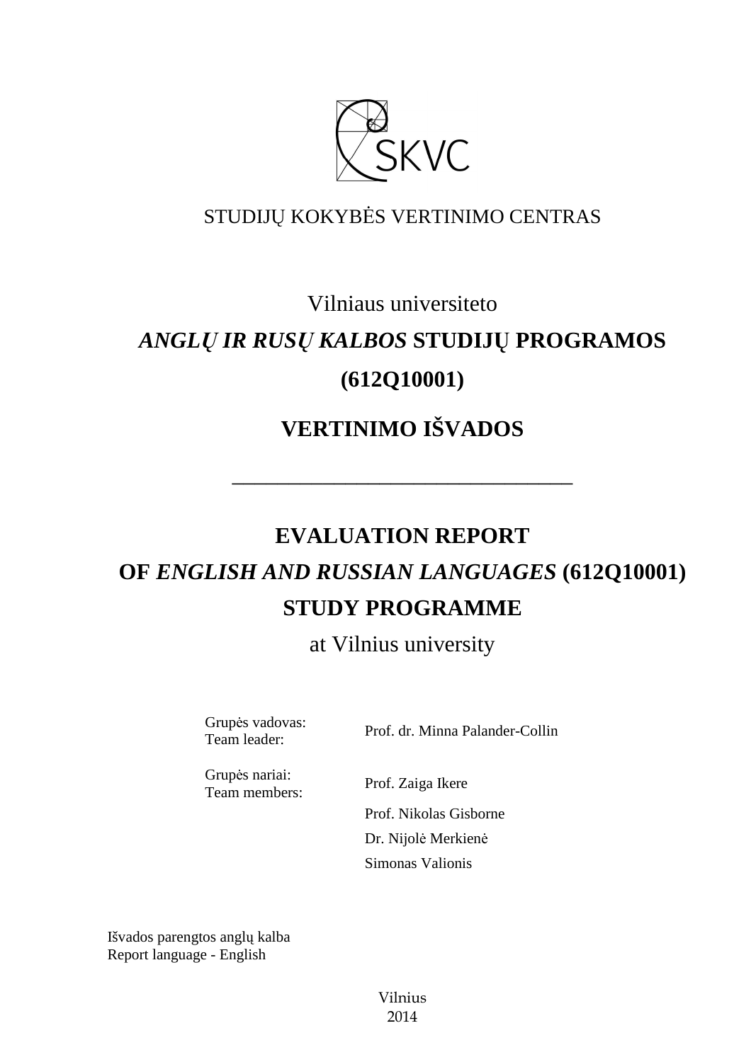STUDIJŲ KOKYBĖS VERTINIMO CENTRAS

Vilniaus universiteto

# *ANGLŲ IR RUSŲ KALBOS* STUDIJŲ PROGRAMOS (612Q10001)

# VERTINIMO IŠVADOS

---

# EVALUATION REPORT OF *ENGLISH AND RUSSIAN LANGUAGES* (612Q10001) STUDY PROGRAMME

at Vilnius university

| | |
|---|---|
| Grupės vadovas: Team leader: | Prof. dr. Minna Palander-Collin |
| Grupės nariai: Team members: | Prof. Zaiga Ikere |
| | Prof. Nikolas Gisborne |
| | Dr. Nijolė Merkienė |
| | Simonas Valionis |

Išvados parengtos anglų kalba
Report language - English

Vilnius
2014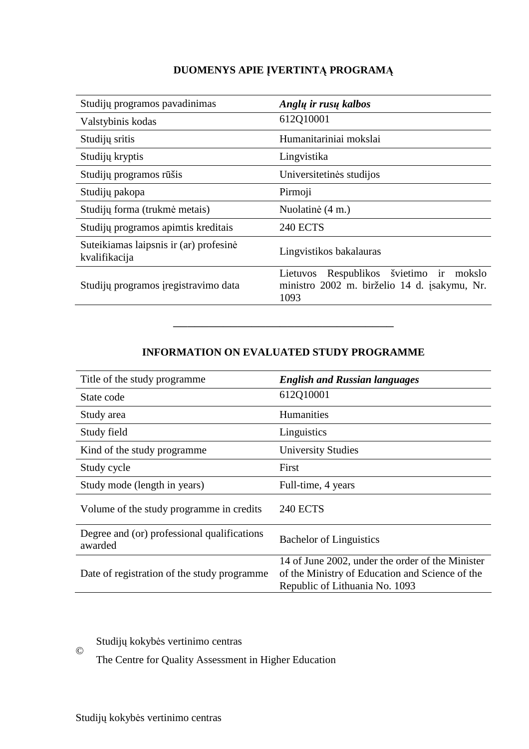## DUOMENYS APIE ĮVERTINTĄ PROGRAMĄ

| | |
|---|---|
| Studijų programos pavadinimas | ***Anglų ir rusų kalbos*** |
| Valstybinis kodas | 612Q10001 |
| Studijų sritis | Humanitariniai mokslai |
| Studijų kryptis | Lingvistika |
| Studijų programos rūšis | Universitetinės studijos |
| Studijų pakopa | Pirmoji |
| Studijų forma (trukmė metais) | Nuolatinė (4 m.) |
| Studijų programos apimtis kreditais | 240 ECTS |
| Suteikiamas laipsnis ir (ar) profesinė kvalifikacija | Lingvistikos bakalauras |
| Studijų programos įregistravimo data | Lietuvos Respublikos švietimo ir mokslo ministro 2002 m. birželio 14 d. įsakymu, Nr. 1093 |

---

## INFORMATION ON EVALUATED STUDY PROGRAMME

| | |
|---|---|
| Title of the study programme | ***English and Russian languages*** |
| State code | 612Q10001 |
| Study area | Humanities |
| Study field | Linguistics |
| Kind of the study programme | University Studies |
| Study cycle | First |
| Study mode (length in years) | Full-time, 4 years |
| Volume of the study programme in credits | 240 ECTS |
| Degree and (or) professional qualifications awarded | Bachelor of Linguistics |
| Date of registration of the study programme | 14 of June 2002, under the order of the Minister of the Ministry of Education and Science of the Republic of Lithuania No. 1093 |

© Studijų kokybės vertinimo centras
The Centre for Quality Assessment in Higher Education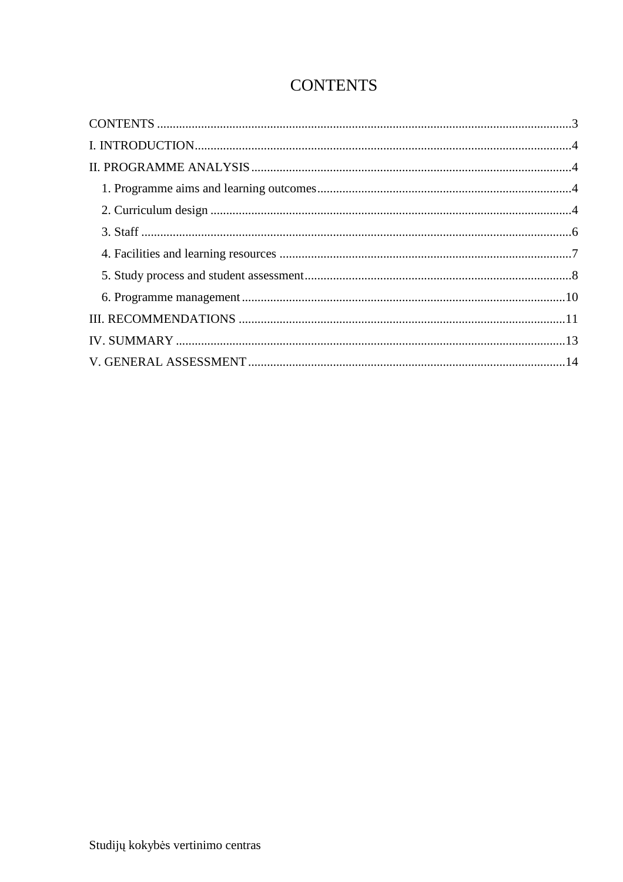# CONTENTS

CONTENTS ........................................................................................................................................3
I. INTRODUCTION.............................................................................................................................4
II. PROGRAMME ANALYSIS ..........................................................................................................4
   1. Programme aims and learning outcomes .....................................................................................4
   2. Curriculum design ........................................................................................................................4
   3. Staff ..............................................................................................................................................6
   4. Facilities and learning resources ..................................................................................................7
   5. Study process and student assessment..........................................................................................8
   6. Programme management............................................................................................................10
III. RECOMMENDATIONS .............................................................................................................11
IV. SUMMARY .................................................................................................................................13
V. GENERAL ASSESSMENT ..........................................................................................................14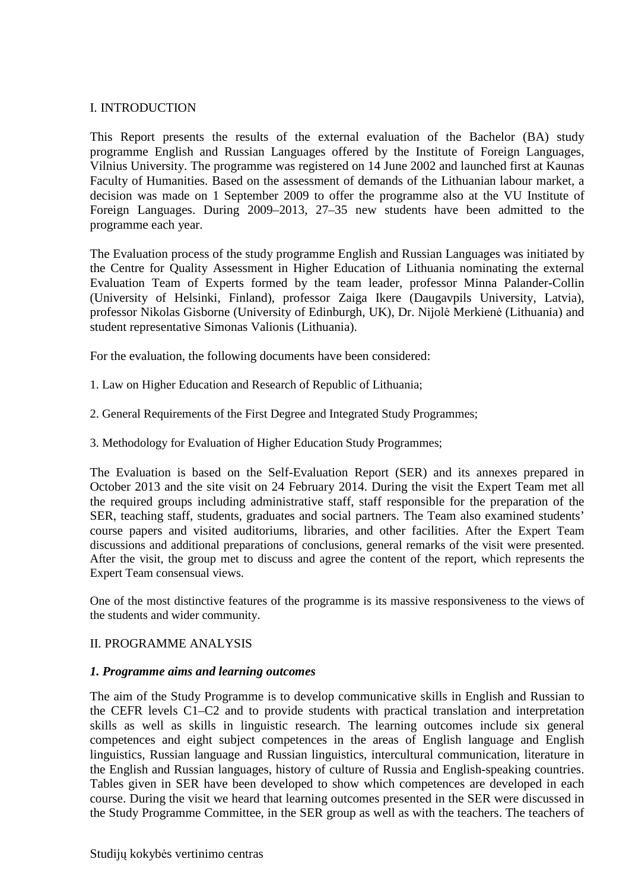# I. INTRODUCTION

This Report presents the results of the external evaluation of the Bachelor (BA) study programme English and Russian Languages offered by the Institute of Foreign Languages, Vilnius University. The programme was registered on 14 June 2002 and launched first at Kaunas Faculty of Humanities. Based on the assessment of demands of the Lithuanian labour market, a decision was made on 1 September 2009 to offer the programme also at the VU Institute of Foreign Languages. During 2009–2013, 27–35 new students have been admitted to the programme each year.

The Evaluation process of the study programme English and Russian Languages was initiated by the Centre for Quality Assessment in Higher Education of Lithuania nominating the external Evaluation Team of Experts formed by the team leader, professor Minna Palander-Collin (University of Helsinki, Finland), professor Zaiga Ikere (Daugavpils University, Latvia), professor Nikolas Gisborne (University of Edinburgh, UK), Dr. Nijolė Merkienė (Lithuania) and student representative Simonas Valionis (Lithuania).

For the evaluation, the following documents have been considered:

1. Law on Higher Education and Research of Republic of Lithuania;

2. General Requirements of the First Degree and Integrated Study Programmes;

3. Methodology for Evaluation of Higher Education Study Programmes;

The Evaluation is based on the Self-Evaluation Report (SER) and its annexes prepared in October 2013 and the site visit on 24 February 2014. During the visit the Expert Team met all the required groups including administrative staff, staff responsible for the preparation of the SER, teaching staff, students, graduates and social partners. The Team also examined students' course papers and visited auditoriums, libraries, and other facilities. After the Expert Team discussions and additional preparations of conclusions, general remarks of the visit were presented. After the visit, the group met to discuss and agree the content of the report, which represents the Expert Team consensual views.

One of the most distinctive features of the programme is its massive responsiveness to the views of the students and wider community.

# II. PROGRAMME ANALYSIS

### *1. Programme aims and learning outcomes*

The aim of the Study Programme is to develop communicative skills in English and Russian to the CEFR levels C1–C2 and to provide students with practical translation and interpretation skills as well as skills in linguistic research. The learning outcomes include six general competences and eight subject competences in the areas of English language and English linguistics, Russian language and Russian linguistics, intercultural communication, literature in the English and Russian languages, history of culture of Russia and English-speaking countries. Tables given in SER have been developed to show which competences are developed in each course. During the visit we heard that learning outcomes presented in the SER were discussed in the Study Programme Committee, in the SER group as well as with the teachers. The teachers of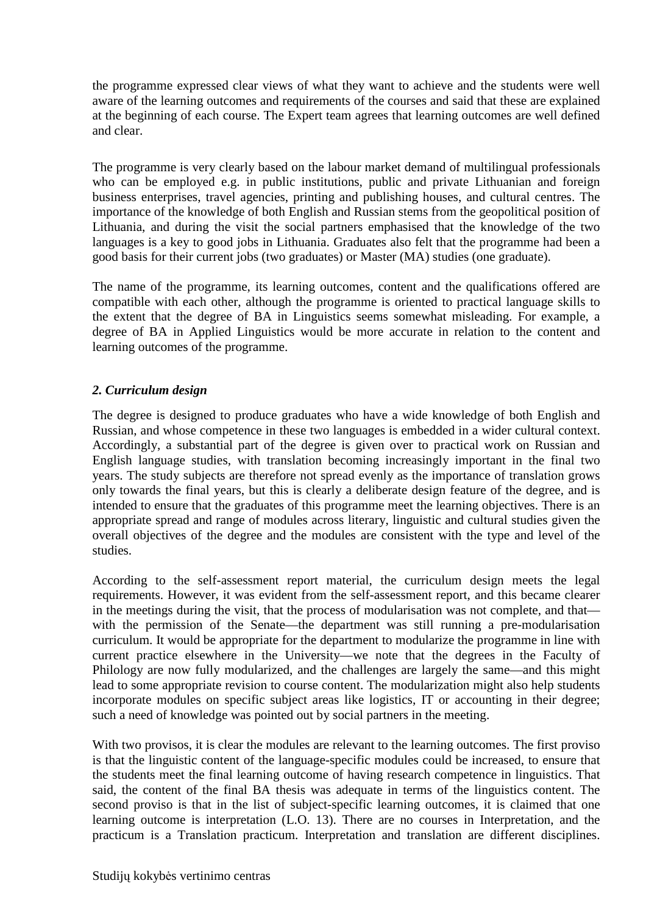the programme expressed clear views of what they want to achieve and the students were well aware of the learning outcomes and requirements of the courses and said that these are explained at the beginning of each course. The Expert team agrees that learning outcomes are well defined and clear.

The programme is very clearly based on the labour market demand of multilingual professionals who can be employed e.g. in public institutions, public and private Lithuanian and foreign business enterprises, travel agencies, printing and publishing houses, and cultural centres. The importance of the knowledge of both English and Russian stems from the geopolitical position of Lithuania, and during the visit the social partners emphasised that the knowledge of the two languages is a key to good jobs in Lithuania. Graduates also felt that the programme had been a good basis for their current jobs (two graduates) or Master (MA) studies (one graduate).

The name of the programme, its learning outcomes, content and the qualifications offered are compatible with each other, although the programme is oriented to practical language skills to the extent that the degree of BA in Linguistics seems somewhat misleading. For example, a degree of BA in Applied Linguistics would be more accurate in relation to the content and learning outcomes of the programme.

### *2. Curriculum design*

The degree is designed to produce graduates who have a wide knowledge of both English and Russian, and whose competence in these two languages is embedded in a wider cultural context. Accordingly, a substantial part of the degree is given over to practical work on Russian and English language studies, with translation becoming increasingly important in the final two years. The study subjects are therefore not spread evenly as the importance of translation grows only towards the final years, but this is clearly a deliberate design feature of the degree, and is intended to ensure that the graduates of this programme meet the learning objectives. There is an appropriate spread and range of modules across literary, linguistic and cultural studies given the overall objectives of the degree and the modules are consistent with the type and level of the studies.

According to the self-assessment report material, the curriculum design meets the legal requirements. However, it was evident from the self-assessment report, and this became clearer in the meetings during the visit, that the process of modularisation was not complete, and that—with the permission of the Senate—the department was still running a pre-modularisation curriculum. It would be appropriate for the department to modularize the programme in line with current practice elsewhere in the University—we note that the degrees in the Faculty of Philology are now fully modularized, and the challenges are largely the same—and this might lead to some appropriate revision to course content. The modularization might also help students incorporate modules on specific subject areas like logistics, IT or accounting in their degree; such a need of knowledge was pointed out by social partners in the meeting.

With two provisos, it is clear the modules are relevant to the learning outcomes. The first proviso is that the linguistic content of the language-specific modules could be increased, to ensure that the students meet the final learning outcome of having research competence in linguistics. That said, the content of the final BA thesis was adequate in terms of the linguistics content. The second proviso is that in the list of subject-specific learning outcomes, it is claimed that one learning outcome is interpretation (L.O. 13). There are no courses in Interpretation, and the practicum is a Translation practicum. Interpretation and translation are different disciplines.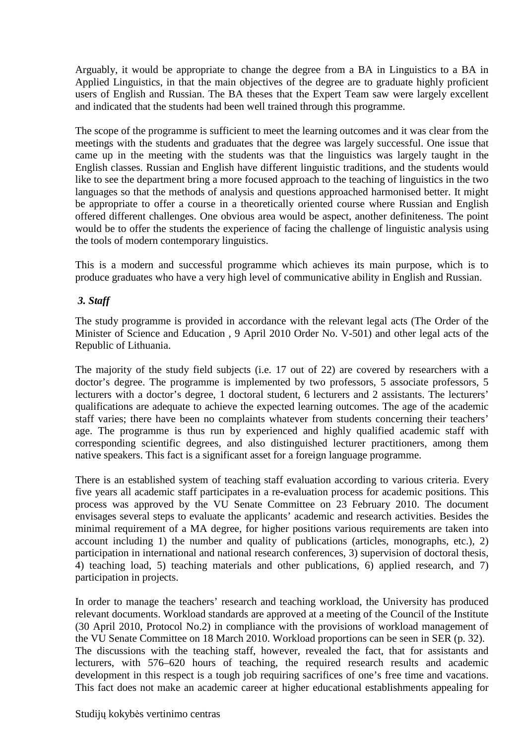Arguably, it would be appropriate to change the degree from a BA in Linguistics to a BA in Applied Linguistics, in that the main objectives of the degree are to graduate highly proficient users of English and Russian. The BA theses that the Expert Team saw were largely excellent and indicated that the students had been well trained through this programme.

The scope of the programme is sufficient to meet the learning outcomes and it was clear from the meetings with the students and graduates that the degree was largely successful. One issue that came up in the meeting with the students was that the linguistics was largely taught in the English classes. Russian and English have different linguistic traditions, and the students would like to see the department bring a more focused approach to the teaching of linguistics in the two languages so that the methods of analysis and questions approached harmonised better. It might be appropriate to offer a course in a theoretically oriented course where Russian and English offered different challenges. One obvious area would be aspect, another definiteness. The point would be to offer the students the experience of facing the challenge of linguistic analysis using the tools of modern contemporary linguistics.

This is a modern and successful programme which achieves its main purpose, which is to produce graduates who have a very high level of communicative ability in English and Russian.

### *3. Staff*

The study programme is provided in accordance with the relevant legal acts (The Order of the Minister of Science and Education , 9 April 2010 Order No. V-501) and other legal acts of the Republic of Lithuania.

The majority of the study field subjects (i.e. 17 out of 22) are covered by researchers with a doctor's degree. The programme is implemented by two professors, 5 associate professors, 5 lecturers with a doctor's degree, 1 doctoral student, 6 lecturers and 2 assistants. The lecturers' qualifications are adequate to achieve the expected learning outcomes. The age of the academic staff varies; there have been no complaints whatever from students concerning their teachers' age. The programme is thus run by experienced and highly qualified academic staff with corresponding scientific degrees, and also distinguished lecturer practitioners, among them native speakers. This fact is a significant asset for a foreign language programme.

There is an established system of teaching staff evaluation according to various criteria. Every five years all academic staff participates in a re-evaluation process for academic positions. This process was approved by the VU Senate Committee on 23 February 2010. The document envisages several steps to evaluate the applicants' academic and research activities. Besides the minimal requirement of a MA degree, for higher positions various requirements are taken into account including 1) the number and quality of publications (articles, monographs, etc.), 2) participation in international and national research conferences, 3) supervision of doctoral thesis, 4) teaching load, 5) teaching materials and other publications, 6) applied research, and 7) participation in projects.

In order to manage the teachers' research and teaching workload, the University has produced relevant documents. Workload standards are approved at a meeting of the Council of the Institute (30 April 2010, Protocol No.2) in compliance with the provisions of workload management of the VU Senate Committee on 18 March 2010. Workload proportions can be seen in SER (p. 32). The discussions with the teaching staff, however, revealed the fact, that for assistants and lecturers, with 576–620 hours of teaching, the required research results and academic development in this respect is a tough job requiring sacrifices of one's free time and vacations. This fact does not make an academic career at higher educational establishments appealing for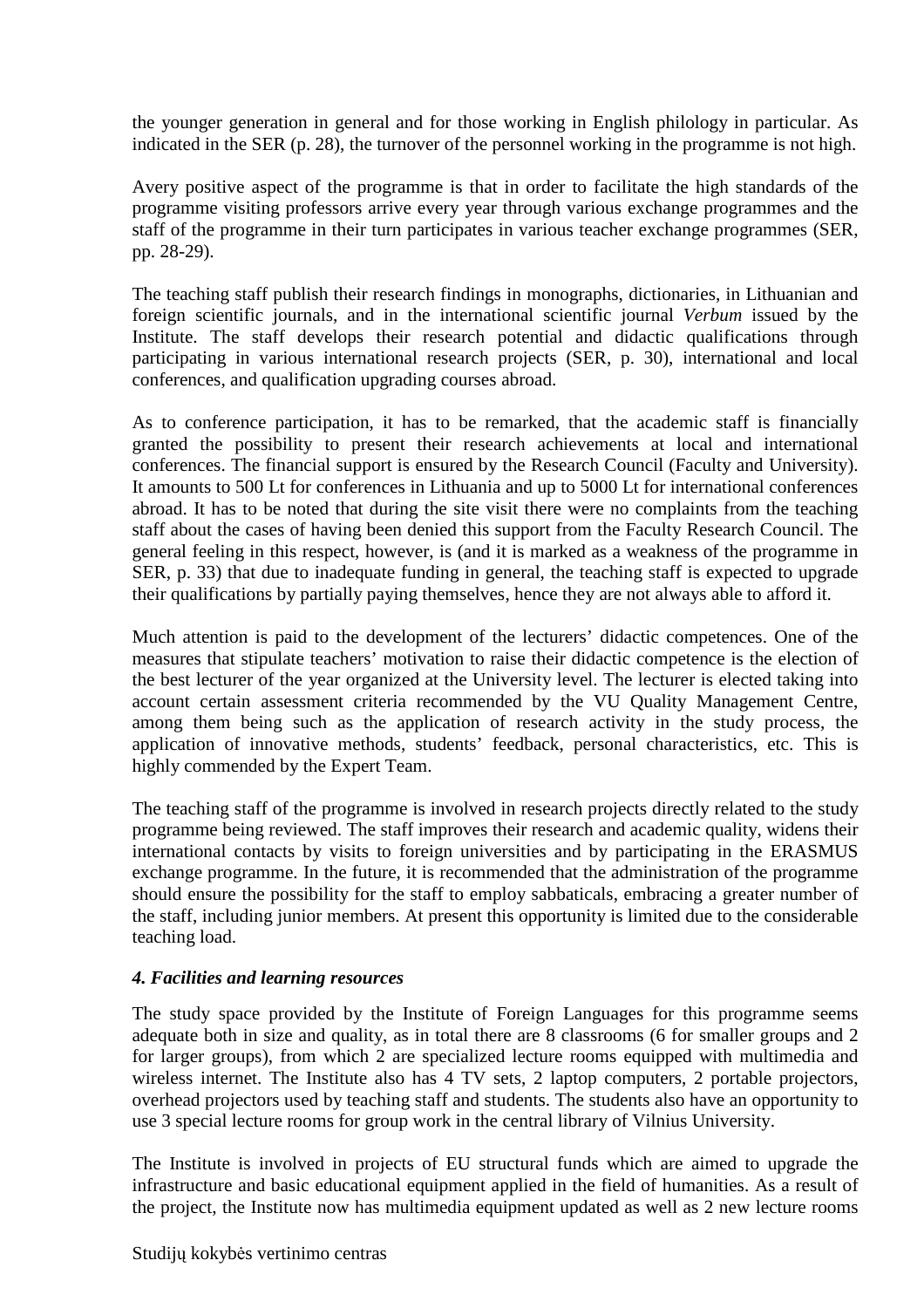the younger generation in general and for those working in English philology in particular. As indicated in the SER (p. 28), the turnover of the personnel working in the programme is not high.

Avery positive aspect of the programme is that in order to facilitate the high standards of the programme visiting professors arrive every year through various exchange programmes and the staff of the programme in their turn participates in various teacher exchange programmes (SER, pp. 28-29).

The teaching staff publish their research findings in monographs, dictionaries, in Lithuanian and foreign scientific journals, and in the international scientific journal *Verbum* issued by the Institute. The staff develops their research potential and didactic qualifications through participating in various international research projects (SER, p. 30), international and local conferences, and qualification upgrading courses abroad.

As to conference participation, it has to be remarked, that the academic staff is financially granted the possibility to present their research achievements at local and international conferences. The financial support is ensured by the Research Council (Faculty and University). It amounts to 500 Lt for conferences in Lithuania and up to 5000 Lt for international conferences abroad. It has to be noted that during the site visit there were no complaints from the teaching staff about the cases of having been denied this support from the Faculty Research Council. The general feeling in this respect, however, is (and it is marked as a weakness of the programme in SER, p. 33) that due to inadequate funding in general, the teaching staff is expected to upgrade their qualifications by partially paying themselves, hence they are not always able to afford it.

Much attention is paid to the development of the lecturers' didactic competences. One of the measures that stipulate teachers' motivation to raise their didactic competence is the election of the best lecturer of the year organized at the University level. The lecturer is elected taking into account certain assessment criteria recommended by the VU Quality Management Centre, among them being such as the application of research activity in the study process, the application of innovative methods, students' feedback, personal characteristics, etc. This is highly commended by the Expert Team.

The teaching staff of the programme is involved in research projects directly related to the study programme being reviewed. The staff improves their research and academic quality, widens their international contacts by visits to foreign universities and by participating in the ERASMUS exchange programme. In the future, it is recommended that the administration of the programme should ensure the possibility for the staff to employ sabbaticals, embracing a greater number of the staff, including junior members. At present this opportunity is limited due to the considerable teaching load.

### *4. Facilities and learning resources*

The study space provided by the Institute of Foreign Languages for this programme seems adequate both in size and quality, as in total there are 8 classrooms (6 for smaller groups and 2 for larger groups), from which 2 are specialized lecture rooms equipped with multimedia and wireless internet. The Institute also has 4 TV sets, 2 laptop computers, 2 portable projectors, overhead projectors used by teaching staff and students. The students also have an opportunity to use 3 special lecture rooms for group work in the central library of Vilnius University.

The Institute is involved in projects of EU structural funds which are aimed to upgrade the infrastructure and basic educational equipment applied in the field of humanities. As a result of the project, the Institute now has multimedia equipment updated as well as 2 new lecture rooms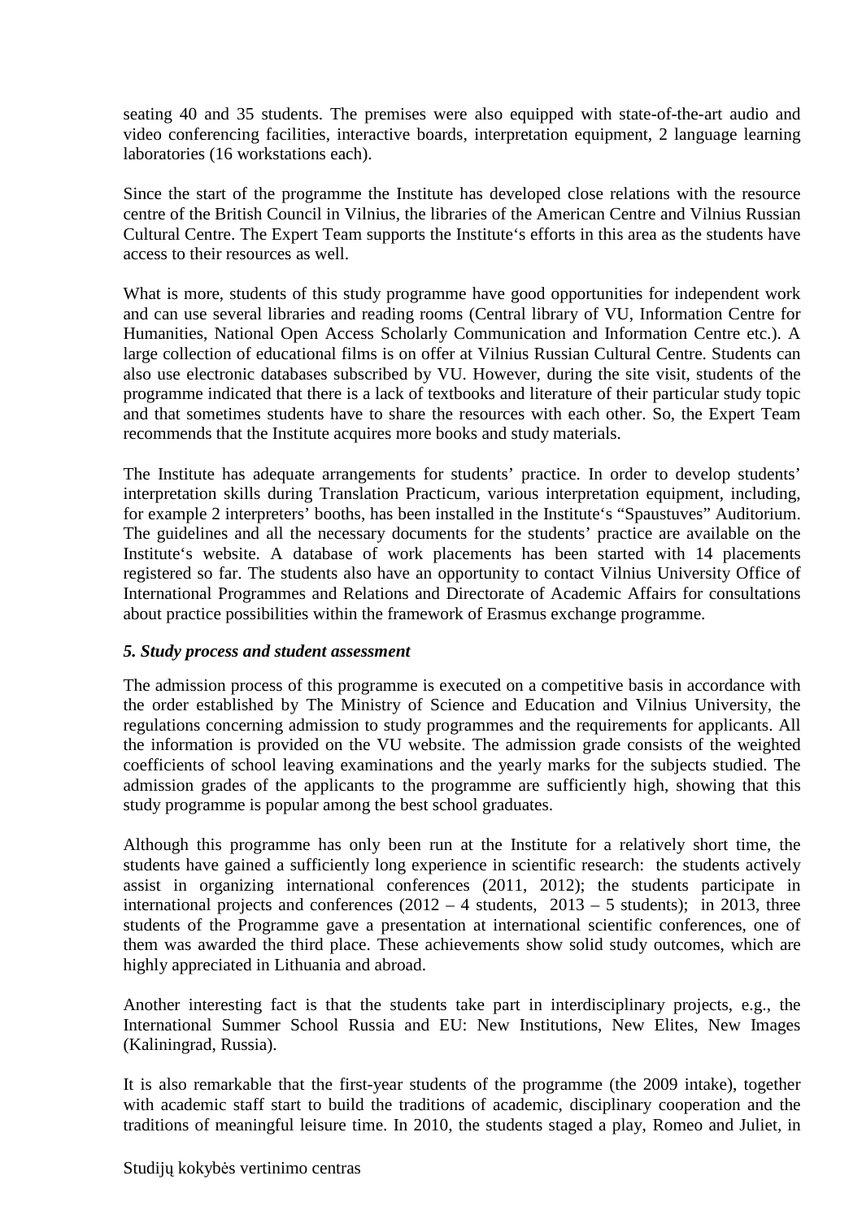seating 40 and 35 students. The premises were also equipped with state-of-the-art audio and video conferencing facilities, interactive boards, interpretation equipment, 2 language learning laboratories (16 workstations each).

Since the start of the programme the Institute has developed close relations with the resource centre of the British Council in Vilnius, the libraries of the American Centre and Vilnius Russian Cultural Centre. The Expert Team supports the Institute‘s efforts in this area as the students have access to their resources as well.

What is more, students of this study programme have good opportunities for independent work and can use several libraries and reading rooms (Central library of VU, Information Centre for Humanities, National Open Access Scholarly Communication and Information Centre etc.). A large collection of educational films is on offer at Vilnius Russian Cultural Centre. Students can also use electronic databases subscribed by VU. However, during the site visit, students of the programme indicated that there is a lack of textbooks and literature of their particular study topic and that sometimes students have to share the resources with each other. So, the Expert Team recommends that the Institute acquires more books and study materials.

The Institute has adequate arrangements for students' practice. In order to develop students' interpretation skills during Translation Practicum, various interpretation equipment, including, for example 2 interpreters' booths, has been installed in the Institute‘s "Spaustuves" Auditorium. The guidelines and all the necessary documents for the students' practice are available on the Institute‘s website. A database of work placements has been started with 14 placements registered so far. The students also have an opportunity to contact Vilnius University Office of International Programmes and Relations and Directorate of Academic Affairs for consultations about practice possibilities within the framework of Erasmus exchange programme.

***5. Study process and student assessment***

The admission process of this programme is executed on a competitive basis in accordance with the order established by The Ministry of Science and Education and Vilnius University, the regulations concerning admission to study programmes and the requirements for applicants. All the information is provided on the VU website. The admission grade consists of the weighted coefficients of school leaving examinations and the yearly marks for the subjects studied. The admission grades of the applicants to the programme are sufficiently high, showing that this study programme is popular among the best school graduates.

Although this programme has only been run at the Institute for a relatively short time, the students have gained a sufficiently long experience in scientific research: the students actively assist in organizing international conferences (2011, 2012); the students participate in international projects and conferences (2012 – 4 students, 2013 – 5 students); in 2013, three students of the Programme gave a presentation at international scientific conferences, one of them was awarded the third place. These achievements show solid study outcomes, which are highly appreciated in Lithuania and abroad.

Another interesting fact is that the students take part in interdisciplinary projects, e.g., the International Summer School Russia and EU: New Institutions, New Elites, New Images (Kaliningrad, Russia).

It is also remarkable that the first-year students of the programme (the 2009 intake), together with academic staff start to build the traditions of academic, disciplinary cooperation and the traditions of meaningful leisure time. In 2010, the students staged a play, Romeo and Juliet, in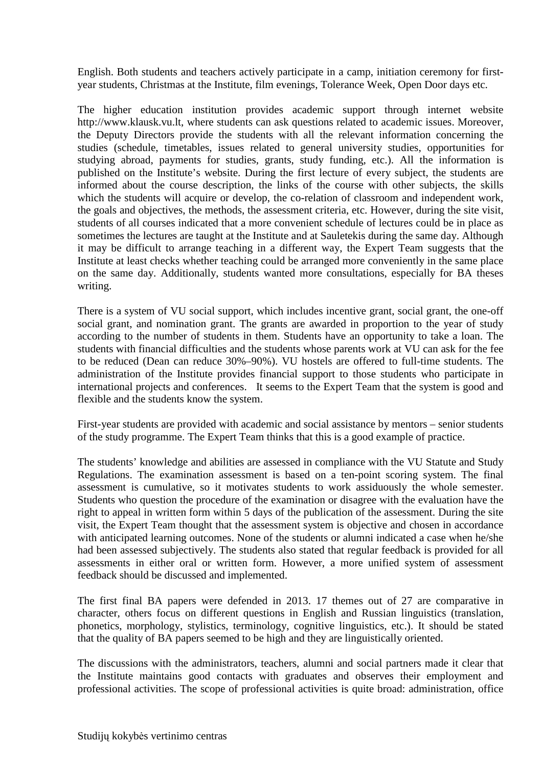English. Both students and teachers actively participate in a camp, initiation ceremony for first-year students, Christmas at the Institute, film evenings, Tolerance Week, Open Door days etc.

The higher education institution provides academic support through internet website http://www.klausk.vu.lt, where students can ask questions related to academic issues. Moreover, the Deputy Directors provide the students with all the relevant information concerning the studies (schedule, timetables, issues related to general university studies, opportunities for studying abroad, payments for studies, grants, study funding, etc.). All the information is published on the Institute's website. During the first lecture of every subject, the students are informed about the course description, the links of the course with other subjects, the skills which the students will acquire or develop, the co-relation of classroom and independent work, the goals and objectives, the methods, the assessment criteria, etc. However, during the site visit, students of all courses indicated that a more convenient schedule of lectures could be in place as sometimes the lectures are taught at the Institute and at Sauletekis during the same day. Although it may be difficult to arrange teaching in a different way, the Expert Team suggests that the Institute at least checks whether teaching could be arranged more conveniently in the same place on the same day. Additionally, students wanted more consultations, especially for BA theses writing.

There is a system of VU social support, which includes incentive grant, social grant, the one-off social grant, and nomination grant. The grants are awarded in proportion to the year of study according to the number of students in them. Students have an opportunity to take a loan. The students with financial difficulties and the students whose parents work at VU can ask for the fee to be reduced (Dean can reduce 30%–90%). VU hostels are offered to full-time students. The administration of the Institute provides financial support to those students who participate in international projects and conferences. It seems to the Expert Team that the system is good and flexible and the students know the system.

First-year students are provided with academic and social assistance by mentors – senior students of the study programme. The Expert Team thinks that this is a good example of practice.

The students' knowledge and abilities are assessed in compliance with the VU Statute and Study Regulations. The examination assessment is based on a ten-point scoring system. The final assessment is cumulative, so it motivates students to work assiduously the whole semester. Students who question the procedure of the examination or disagree with the evaluation have the right to appeal in written form within 5 days of the publication of the assessment. During the site visit, the Expert Team thought that the assessment system is objective and chosen in accordance with anticipated learning outcomes. None of the students or alumni indicated a case when he/she had been assessed subjectively. The students also stated that regular feedback is provided for all assessments in either oral or written form. However, a more unified system of assessment feedback should be discussed and implemented.

The first final BA papers were defended in 2013. 17 themes out of 27 are comparative in character, others focus on different questions in English and Russian linguistics (translation, phonetics, morphology, stylistics, terminology, cognitive linguistics, etc.). It should be stated that the quality of BA papers seemed to be high and they are linguistically oriented.

The discussions with the administrators, teachers, alumni and social partners made it clear that the Institute maintains good contacts with graduates and observes their employment and professional activities. The scope of professional activities is quite broad: administration, office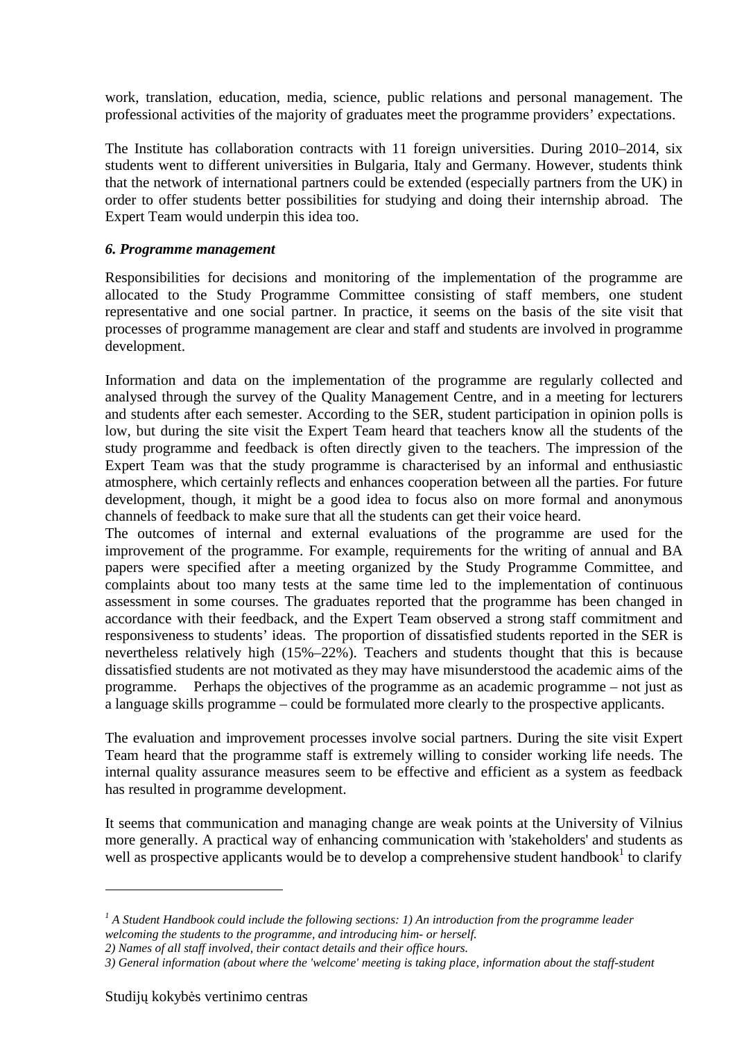work, translation, education, media, science, public relations and personal management. The professional activities of the majority of graduates meet the programme providers' expectations.

The Institute has collaboration contracts with 11 foreign universities. During 2010–2014, six students went to different universities in Bulgaria, Italy and Germany. However, students think that the network of international partners could be extended (especially partners from the UK) in order to offer students better possibilities for studying and doing their internship abroad. The Expert Team would underpin this idea too.

### *6. Programme management*

Responsibilities for decisions and monitoring of the implementation of the programme are allocated to the Study Programme Committee consisting of staff members, one student representative and one social partner. In practice, it seems on the basis of the site visit that processes of programme management are clear and staff and students are involved in programme development.

Information and data on the implementation of the programme are regularly collected and analysed through the survey of the Quality Management Centre, and in a meeting for lecturers and students after each semester. According to the SER, student participation in opinion polls is low, but during the site visit the Expert Team heard that teachers know all the students of the study programme and feedback is often directly given to the teachers. The impression of the Expert Team was that the study programme is characterised by an informal and enthusiastic atmosphere, which certainly reflects and enhances cooperation between all the parties. For future development, though, it might be a good idea to focus also on more formal and anonymous channels of feedback to make sure that all the students can get their voice heard.

The outcomes of internal and external evaluations of the programme are used for the improvement of the programme. For example, requirements for the writing of annual and BA papers were specified after a meeting organized by the Study Programme Committee, and complaints about too many tests at the same time led to the implementation of continuous assessment in some courses. The graduates reported that the programme has been changed in accordance with their feedback, and the Expert Team observed a strong staff commitment and responsiveness to students' ideas. The proportion of dissatisfied students reported in the SER is nevertheless relatively high (15%–22%). Teachers and students thought that this is because dissatisfied students are not motivated as they may have misunderstood the academic aims of the programme. Perhaps the objectives of the programme as an academic programme – not just as a language skills programme – could be formulated more clearly to the prospective applicants.

The evaluation and improvement processes involve social partners. During the site visit Expert Team heard that the programme staff is extremely willing to consider working life needs. The internal quality assurance measures seem to be effective and efficient as a system as feedback has resulted in programme development.

It seems that communication and managing change are weak points at the University of Vilnius more generally. A practical way of enhancing communication with 'stakeholders' and students as well as prospective applicants would be to develop a comprehensive student handbook[1] to clarify

---

*[1] A Student Handbook could include the following sections: 1) An introduction from the programme leader welcoming the students to the programme, and introducing him- or herself.*
*2) Names of all staff involved, their contact details and their office hours.*
*3) General information (about where the 'welcome' meeting is taking place, information about the staff-student*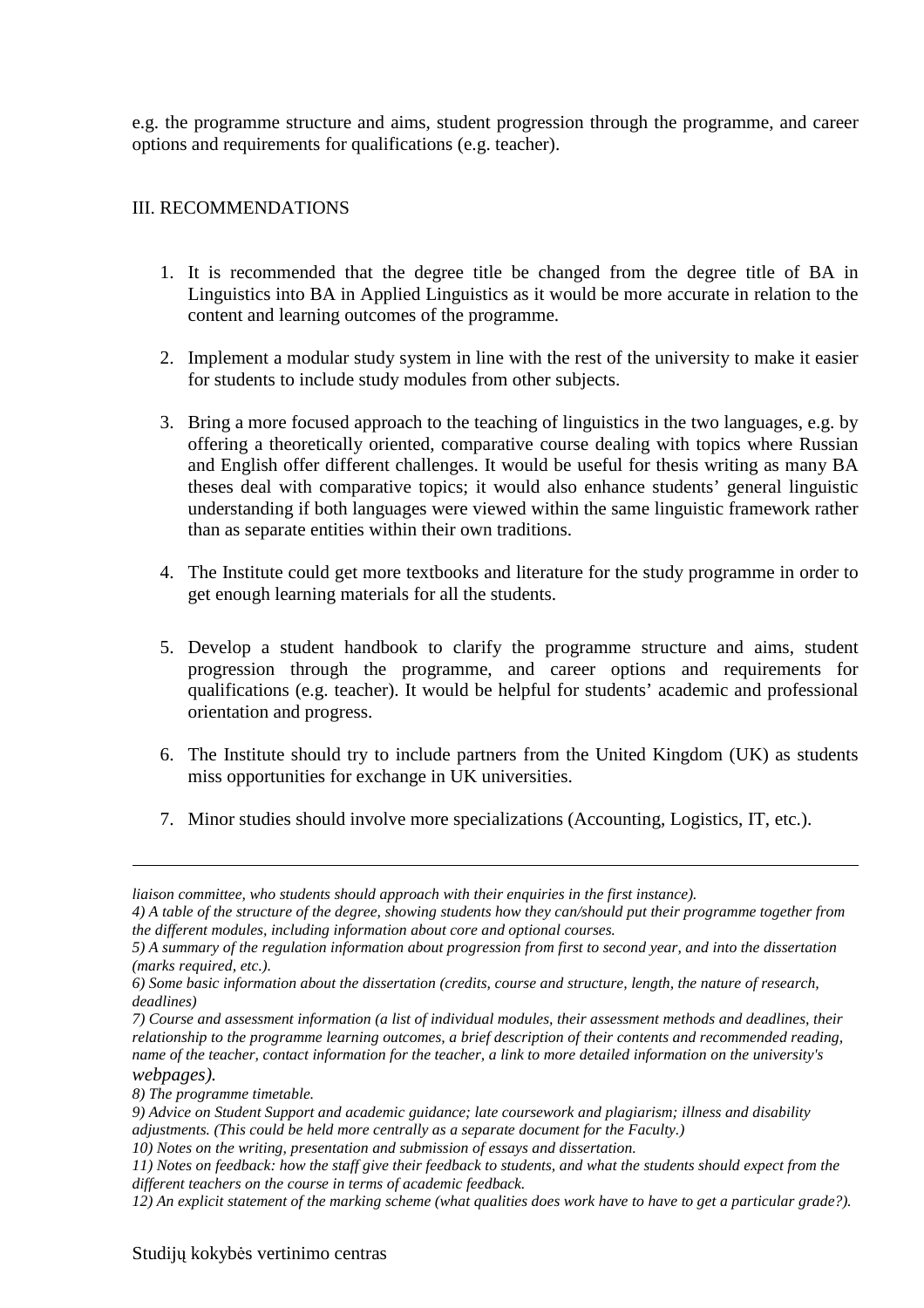e.g. the programme structure and aims, student progression through the programme, and career options and requirements for qualifications (e.g. teacher).

## III. RECOMMENDATIONS

1. It is recommended that the degree title be changed from the degree title of BA in Linguistics into BA in Applied Linguistics as it would be more accurate in relation to the content and learning outcomes of the programme.

2. Implement a modular study system in line with the rest of the university to make it easier for students to include study modules from other subjects.

3. Bring a more focused approach to the teaching of linguistics in the two languages, e.g. by offering a theoretically oriented, comparative course dealing with topics where Russian and English offer different challenges. It would be useful for thesis writing as many BA theses deal with comparative topics; it would also enhance students' general linguistic understanding if both languages were viewed within the same linguistic framework rather than as separate entities within their own traditions.

4. The Institute could get more textbooks and literature for the study programme in order to get enough learning materials for all the students.

5. Develop a student handbook to clarify the programme structure and aims, student progression through the programme, and career options and requirements for qualifications (e.g. teacher). It would be helpful for students' academic and professional orientation and progress.

6. The Institute should try to include partners from the United Kingdom (UK) as students miss opportunities for exchange in UK universities.

7. Minor studies should involve more specializations (Accounting, Logistics, IT, etc.).

---

*liaison committee, who students should approach with their enquiries in the first instance).*

*4) A table of the structure of the degree, showing students how they can/should put their programme together from the different modules, including information about core and optional courses.*

*5) A summary of the regulation information about progression from first to second year, and into the dissertation (marks required, etc.).*

*6) Some basic information about the dissertation (credits, course and structure, length, the nature of research, deadlines)*

*7) Course and assessment information (a list of individual modules, their assessment methods and deadlines, their relationship to the programme learning outcomes, a brief description of their contents and recommended reading, name of the teacher, contact information for the teacher, a link to more detailed information on the university's webpages).*

*8) The programme timetable.*

*9) Advice on Student Support and academic guidance; late coursework and plagiarism; illness and disability adjustments. (This could be held more centrally as a separate document for the Faculty.)*

*10) Notes on the writing, presentation and submission of essays and dissertation.*

*11) Notes on feedback: how the staff give their feedback to students, and what the students should expect from the different teachers on the course in terms of academic feedback.*

*12) An explicit statement of the marking scheme (what qualities does work have to have to get a particular grade?).*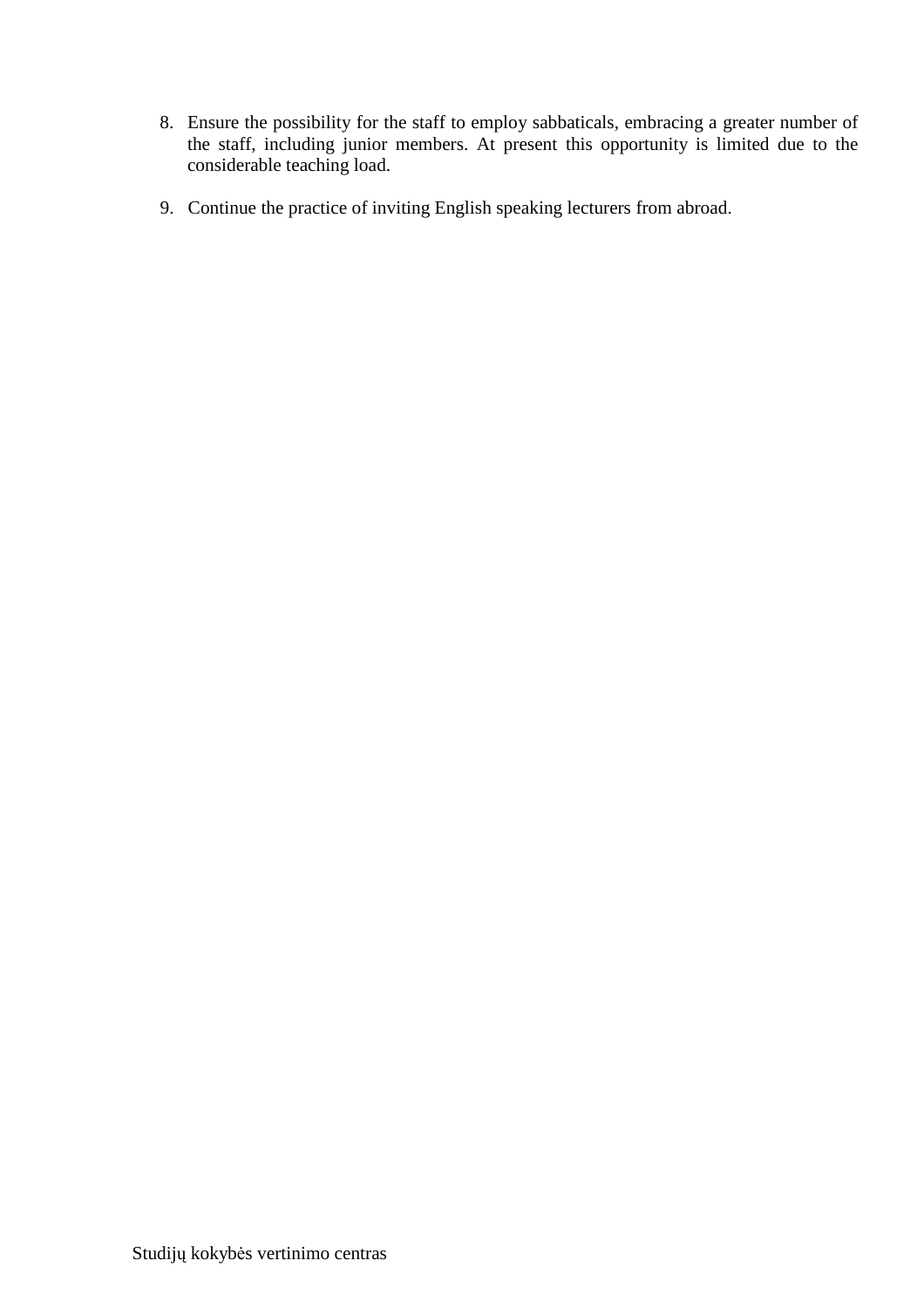8. Ensure the possibility for the staff to employ sabbaticals, embracing a greater number of the staff, including junior members. At present this opportunity is limited due to the considerable teaching load.

9. Continue the practice of inviting English speaking lecturers from abroad.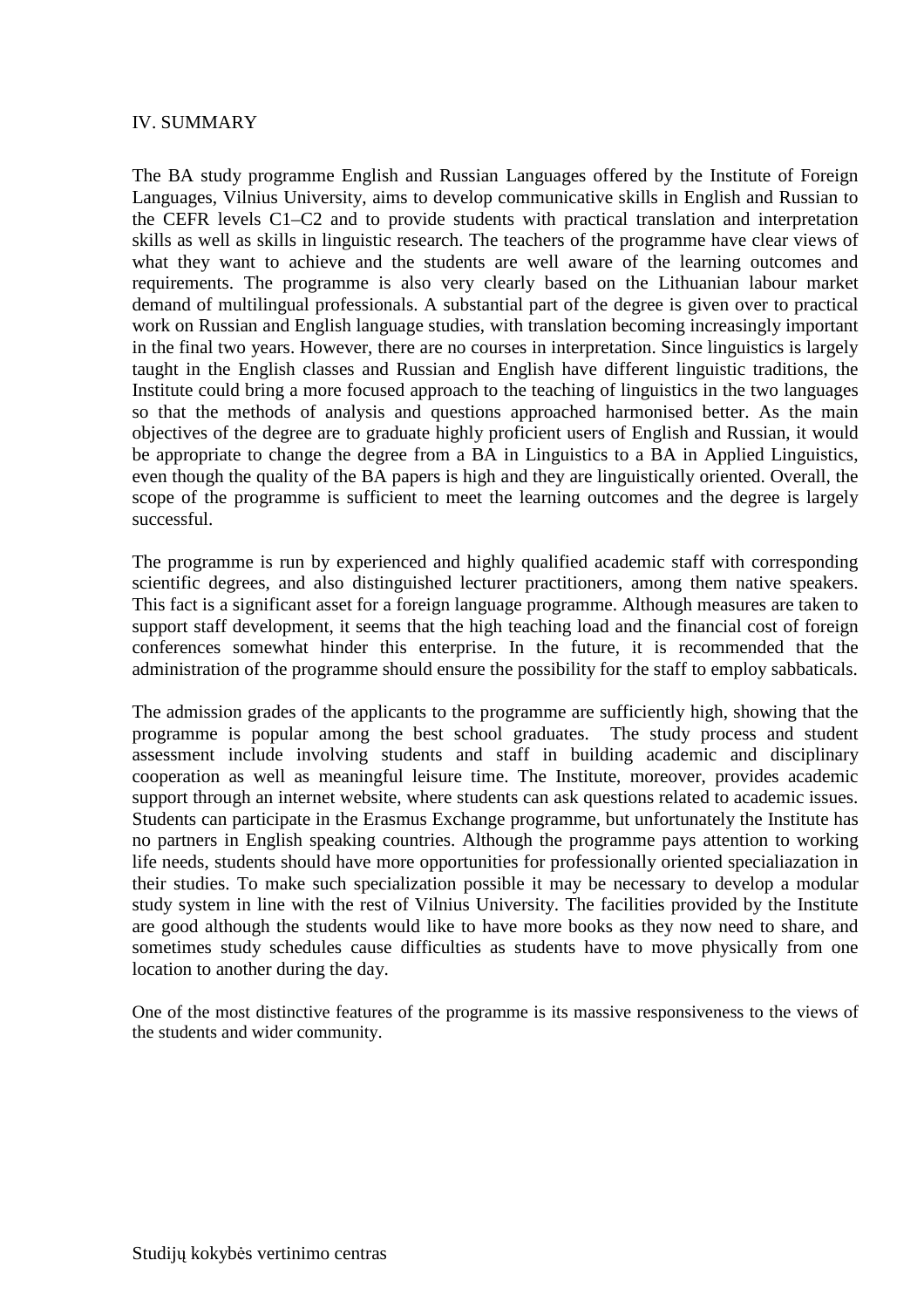## IV. SUMMARY

The BA study programme English and Russian Languages offered by the Institute of Foreign Languages, Vilnius University, aims to develop communicative skills in English and Russian to the CEFR levels C1–C2 and to provide students with practical translation and interpretation skills as well as skills in linguistic research. The teachers of the programme have clear views of what they want to achieve and the students are well aware of the learning outcomes and requirements. The programme is also very clearly based on the Lithuanian labour market demand of multilingual professionals. A substantial part of the degree is given over to practical work on Russian and English language studies, with translation becoming increasingly important in the final two years. However, there are no courses in interpretation. Since linguistics is largely taught in the English classes and Russian and English have different linguistic traditions, the Institute could bring a more focused approach to the teaching of linguistics in the two languages so that the methods of analysis and questions approached harmonised better. As the main objectives of the degree are to graduate highly proficient users of English and Russian, it would be appropriate to change the degree from a BA in Linguistics to a BA in Applied Linguistics, even though the quality of the BA papers is high and they are linguistically oriented. Overall, the scope of the programme is sufficient to meet the learning outcomes and the degree is largely successful.

The programme is run by experienced and highly qualified academic staff with corresponding scientific degrees, and also distinguished lecturer practitioners, among them native speakers. This fact is a significant asset for a foreign language programme. Although measures are taken to support staff development, it seems that the high teaching load and the financial cost of foreign conferences somewhat hinder this enterprise. In the future, it is recommended that the administration of the programme should ensure the possibility for the staff to employ sabbaticals.

The admission grades of the applicants to the programme are sufficiently high, showing that the programme is popular among the best school graduates. The study process and student assessment include involving students and staff in building academic and disciplinary cooperation as well as meaningful leisure time. The Institute, moreover, provides academic support through an internet website, where students can ask questions related to academic issues. Students can participate in the Erasmus Exchange programme, but unfortunately the Institute has no partners in English speaking countries. Although the programme pays attention to working life needs, students should have more opportunities for professionally oriented specialiazation in their studies. To make such specialization possible it may be necessary to develop a modular study system in line with the rest of Vilnius University. The facilities provided by the Institute are good although the students would like to have more books as they now need to share, and sometimes study schedules cause difficulties as students have to move physically from one location to another during the day.

One of the most distinctive features of the programme is its massive responsiveness to the views of the students and wider community.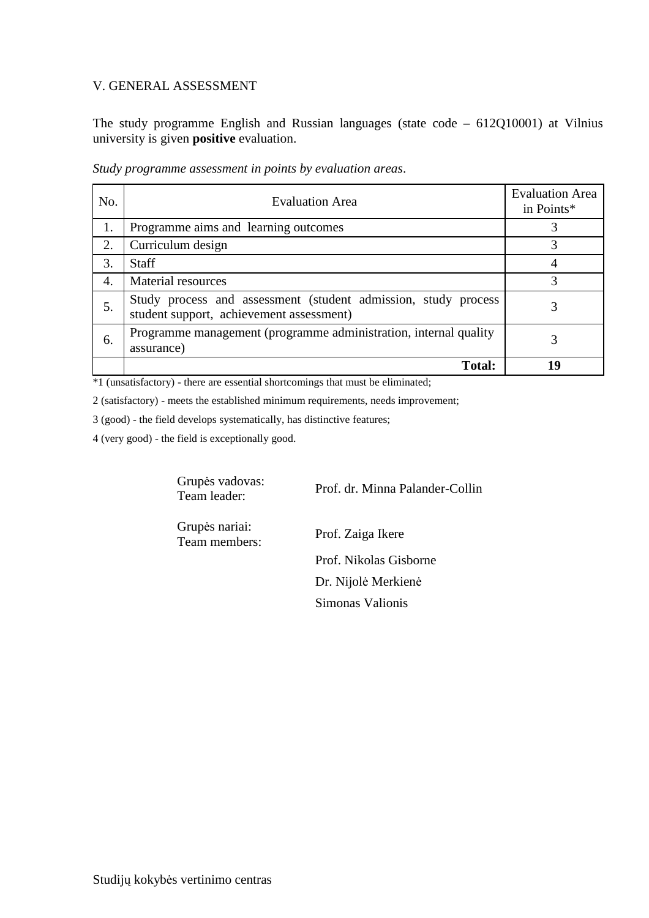## V. GENERAL ASSESSMENT

The study programme English and Russian languages (state code – 612Q10001) at Vilnius university is given **positive** evaluation.

*Study programme assessment in points by evaluation areas*.

| No. | Evaluation Area | Evaluation Area in Points* |
|---|---|---|
| 1. | Programme aims and learning outcomes | 3 |
| 2. | Curriculum design | 3 |
| 3. | Staff | 4 |
| 4. | Material resources | 3 |
| 5. | Study process and assessment (student admission, study process student support, achievement assessment) | 3 |
| 6. | Programme management (programme administration, internal quality assurance) | 3 |
| | **Total:** | **19** |

*1 (unsatisfactory) - there are essential shortcomings that must be eliminated;

2 (satisfactory) - meets the established minimum requirements, needs improvement;

3 (good) - the field develops systematically, has distinctive features;

4 (very good) - the field is exceptionally good.

Grupės vadovas:
Team leader: Prof. dr. Minna Palander-Collin

Grupės nariai:
Team members: Prof. Zaiga Ikere

Prof. Nikolas Gisborne

Dr. Nijolė Merkienė

Simonas Valionis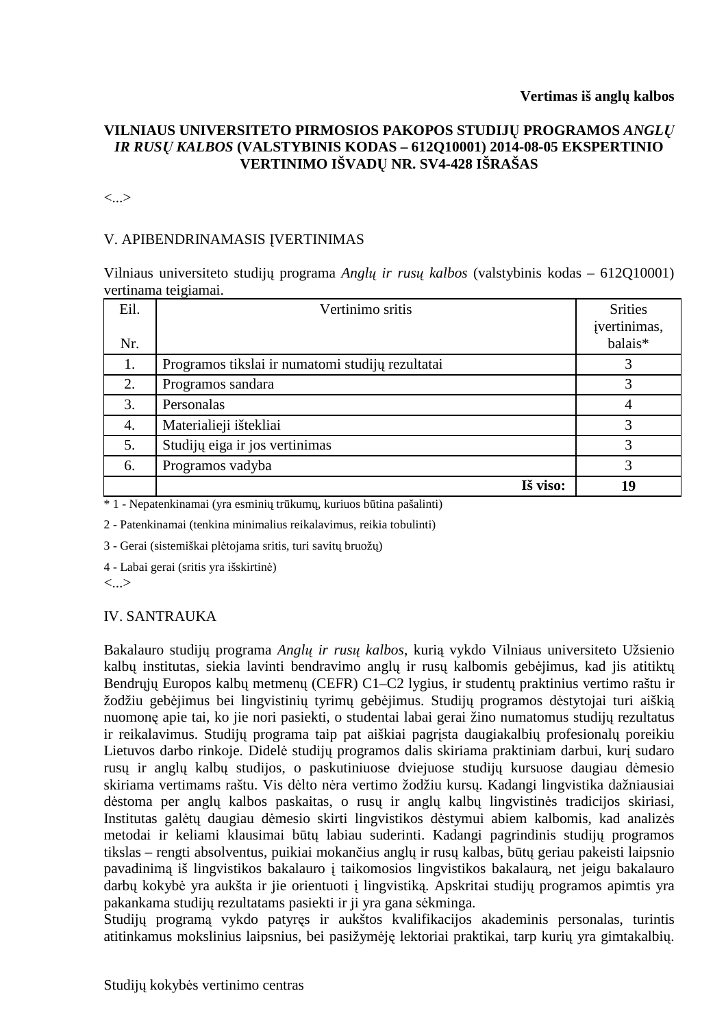**Vertimas iš anglų kalbos**

**VILNIAUS UNIVERSITETO PIRMOSIOS PAKOPOS STUDIJŲ PROGRAMOS *ANGLŲ IR RUSŲ KALBOS* (VALSTYBINIS KODAS – 612Q10001) 2014-08-05 EKSPERTINIO VERTINIMO IŠVADŲ NR. SV4-428 IŠRAŠAS**

<...>

V. APIBENDRINAMASIS ĮVERTINIMAS

Vilniaus universiteto studijų programa *Anglų ir rusų kalbos* (valstybinis kodas – 612Q10001) vertinama teigiamai.

| Eil. Nr. | Vertinimo sritis | Srities įvertinimas, balais* |
|---|---|---|
| 1. | Programos tikslai ir numatomi studijų rezultatai | 3 |
| 2. | Programos sandara | 3 |
| 3. | Personalas | 4 |
| 4. | Materialieji ištekliai | 3 |
| 5. | Studijų eiga ir jos vertinimas | 3 |
| 6. | Programos vadyba | 3 |
| | **Iš viso:** | **19** |

\* 1 - Nepatenkinamai (yra esminių trūkumų, kuriuos būtina pašalinti)

2 - Patenkinamai (tenkina minimalius reikalavimus, reikia tobulinti)

3 - Gerai (sistemiškai plėtojama sritis, turi savitų bruožų)

4 - Labai gerai (sritis yra išskirtinė)

<...>

IV. SANTRAUKA

Bakalauro studijų programa *Anglų ir rusų kalbos*, kurią vykdo Vilniaus universiteto Užsienio kalbų institutas, siekia lavinti bendravimo anglų ir rusų kalbomis gebėjimus, kad jis atitiktų Bendrųjų Europos kalbų metmenų (CEFR) C1–C2 lygius, ir studentų praktinius vertimo raštu ir žodžiu gebėjimus bei lingvistinių tyrimų gebėjimus. Studijų programos dėstytojai turi aiškią nuomonę apie tai, ko jie nori pasiekti, o studentai labai gerai žino numatomus studijų rezultatus ir reikalavimus. Studijų programa taip pat aiškiai pagrįsta daugiakalbių profesionalų poreikiu Lietuvos darbo rinkoje. Didelė studijų programos dalis skiriama praktiniam darbui, kurį sudaro rusų ir anglų kalbų studijos, o paskutiniuose dviejuose studijų kursuose daugiau dėmesio skiriama vertimams raštu. Vis dėlto nėra vertimo žodžiu kursų. Kadangi lingvistika dažniausiai dėstoma per anglų kalbos paskaitas, o rusų ir anglų kalbų lingvistinės tradicijos skiriasi, Institutas galėtų daugiau dėmesio skirti lingvistikos dėstymui abiem kalbomis, kad analizės metodai ir keliami klausimai būtų labiau suderinti. Kadangi pagrindinis studijų programos tikslas – rengti absolventus, puikiai mokančius anglų ir rusų kalbas, būtų geriau pakeisti laipsnio pavadinimą iš lingvistikos bakalauro į taikomosios lingvistikos bakalaurą, net jeigu bakalauro darbų kokybė yra aukšta ir jie orientuoti į lingvistiką. Apskritai studijų programos apimtis yra pakankama studijų rezultatams pasiekti ir ji yra gana sėkminga.

Studijų programą vykdo patyręs ir aukštos kvalifikacijos akademinis personalas, turintis atitinkamus mokslinius laipsnius, bei pasižymėję lektoriai praktikai, tarp kurių yra gimtakalbių.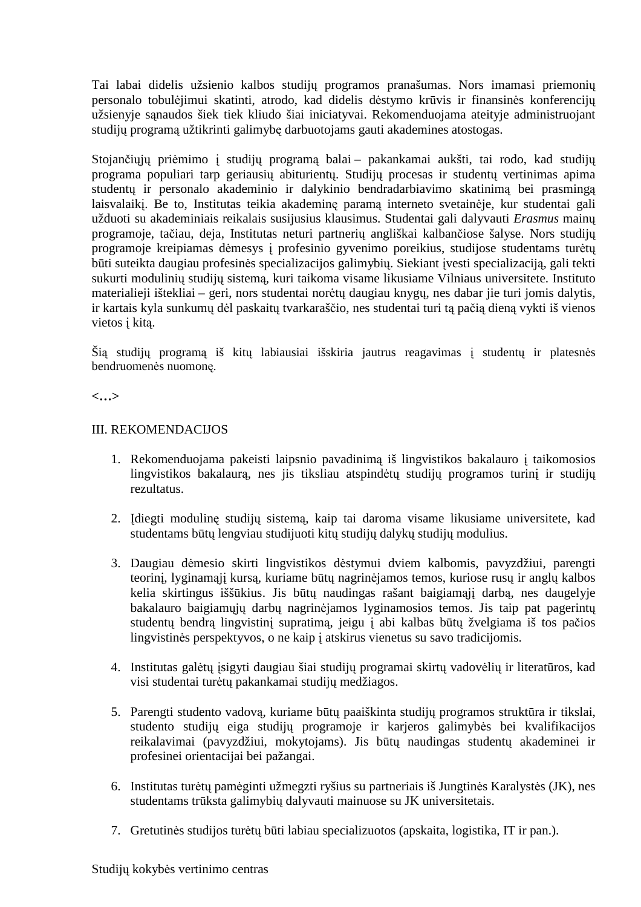Tai labai didelis užsienio kalbos studijų programos pranašumas. Nors imamasi priemonių personalo tobulėjimui skatinti, atrodo, kad didelis dėstymo krūvis ir finansinės konferencijų užsienyje sąnaudos šiek tiek kliudo šiai iniciatyvai. Rekomenduojama ateityje administruojant studijų programą užtikrinti galimybę darbuotojams gauti akademines atostogas.

Stojančiųjų priėmimo į studijų programą balai – pakankamai aukšti, tai rodo, kad studijų programa populiari tarp geriausių abiturientų. Studijų procesas ir studentų vertinimas apima studentų ir personalo akademinio ir dalykinio bendradarbiavimo skatinimą bei prasmingą laisvalaikį. Be to, Institutas teikia akademinę paramą interneto svetainėje, kur studentai gali užduoti su akademiniais reikalais susijusius klausimus. Studentai gali dalyvauti *Erasmus* mainų programoje, tačiau, deja, Institutas neturi partnerių angliškai kalbančiose šalyse. Nors studijų programoje kreipiamas dėmesys į profesinio gyvenimo poreikius, studijose studentams turėtų būti suteikta daugiau profesinės specializacijos galimybių. Siekiant įvesti specializaciją, gali tekti sukurti modulinių studijų sistemą, kuri taikoma visame likusiame Vilniaus universitete. Instituto materialieji ištekliai – geri, nors studentai norėtų daugiau knygų, nes dabar jie turi jomis dalytis, ir kartais kyla sunkumų dėl paskaitų tvarkaraščio, nes studentai turi tą pačią dieną vykti iš vienos vietos į kitą.

Šią studijų programą iš kitų labiausiai išskiria jautrus reagavimas į studentų ir platesnės bendruomenės nuomonę.

**<...>**

III. REKOMENDACIJOS

1. Rekomenduojama pakeisti laipsnio pavadinimą iš lingvistikos bakalauro į taikomosios lingvistikos bakalaurą, nes jis tiksliau atspindėtų studijų programos turinį ir studijų rezultatus.

2. Įdiegti modulinę studijų sistemą, kaip tai daroma visame likusiame universitete, kad studentams būtų lengviau studijuoti kitų studijų dalykų studijų modulius.

3. Daugiau dėmesio skirti lingvistikos dėstymui dviem kalbomis, pavyzdžiui, parengti teorinį, lyginamąjį kursą, kuriame būtų nagrinėjamos temos, kuriose rusų ir anglų kalbos kelia skirtingus iššūkius. Jis būtų naudingas rašant baigiamąjį darbą, nes daugelyje bakalauro baigiamųjų darbų nagrinėjamos lyginamosios temos. Jis taip pat pagerintų studentų bendrą lingvistinį supratimą, jeigu į abi kalbas būtų žvelgiama iš tos pačios lingvistinės perspektyvos, o ne kaip į atskirus vienetus su savo tradicijomis.

4. Institutas galėtų įsigyti daugiau šiai studijų programai skirtų vadovėlių ir literatūros, kad visi studentai turėtų pakankamai studijų medžiagos.

5. Parengti studento vadovą, kuriame būtų paaiškinta studijų programos struktūra ir tikslai, studento studijų eiga studijų programoje ir karjeros galimybės bei kvalifikacijos reikalavimai (pavyzdžiui, mokytojams). Jis būtų naudingas studentų akademinei ir profesinei orientacijai bei pažangai.

6. Institutas turėtų pamėginti užmegzti ryšius su partneriais iš Jungtinės Karalystės (JK), nes studentams trūksta galimybių dalyvauti mainuose su JK universitetais.

7. Gretutinės studijos turėtų būti labiau specializuotos (apskaita, logistika, IT ir pan.).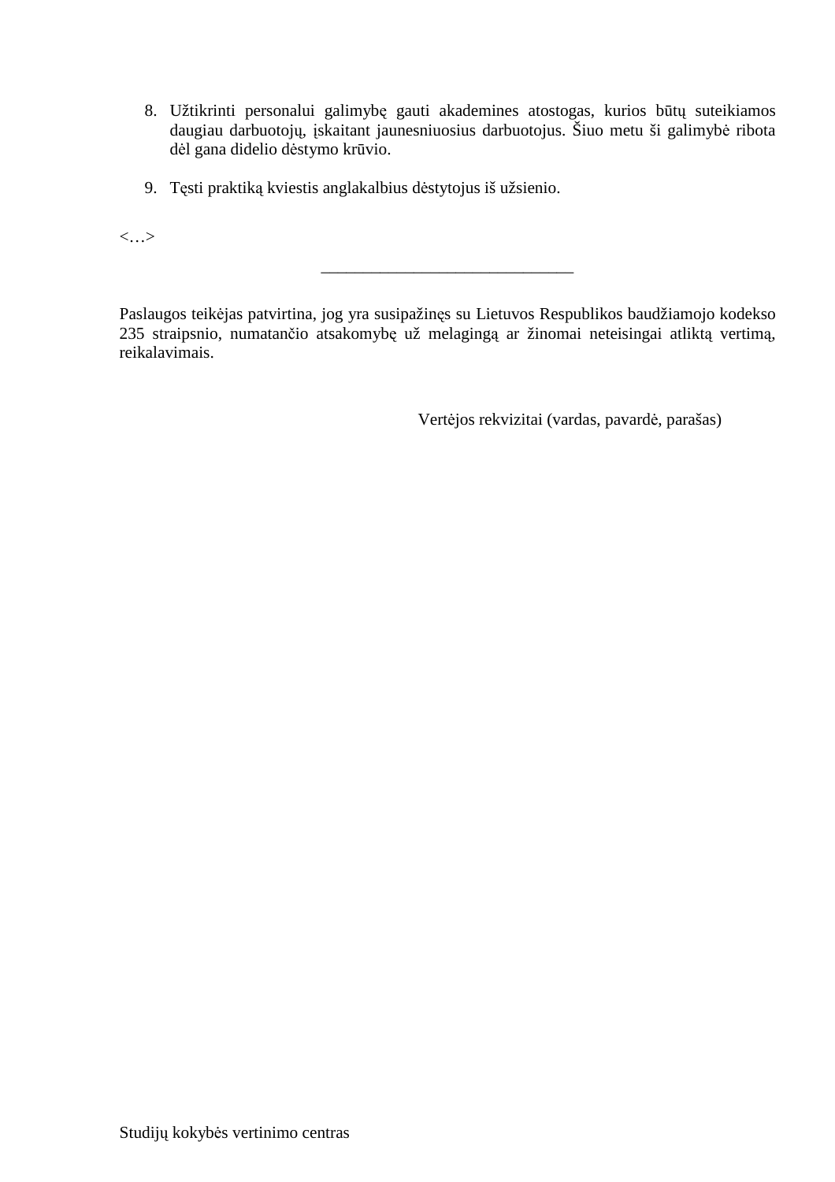8. Užtikrinti personalui galimybę gauti akademines atostogas, kurios būtų suteikiamos daugiau darbuotojų, įskaitant jaunesniuosius darbuotojus. Šiuo metu ši galimybė ribota dėl gana didelio dėstymo krūvio.

9. Tęsti praktiką kviestis anglakalbius dėstytojus iš užsienio.

<…>

______________________________

Paslaugos teikėjas patvirtina, jog yra susipažinęs su Lietuvos Respublikos baudžiamojo kodekso 235 straipsnio, numatančio atsakomybę už melagingą ar žinomai neteisingai atliktą vertimą, reikalavimais.

Vertėjos rekvizitai (vardas, pavardė, parašas)